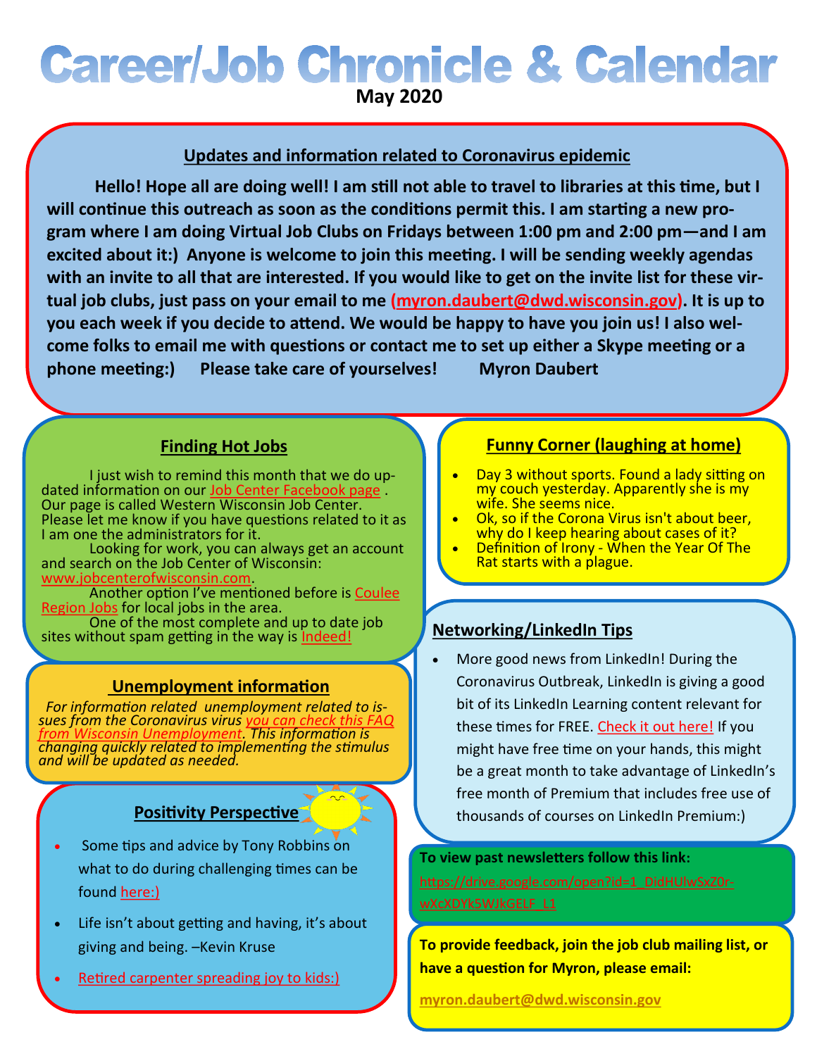# Career/Job Chronicle & Calendar

**May 2020**

## Updates and information related to Coronavirus epidemic

**Hello! Hope all are doing well! I am still not able to travel to libraries at this time, but I will continue this outreach as soon as the conditions permit this. I am starting a new program where I am doing Virtual Job Clubs on Fridays between 1:00 pm and 2:00 pm—and I am excited about it:) Anyone is welcome to join this meeting. I will be sending weekly agendas with an invite to all that are interested. If you would like to get on the invite list for these virtual job clubs, just pass on your email to me (myron.daubert@dwd.wisconsin.gov). It is up to you each week if you decide to attend. We would be happy to have you join us! I also welcome folks to email me with questions or contact me to set up either a Skype meeting or a phone meeting:) Please take care of yourselves! Myron Daubert**

## Finding Hot Jobs

I just wish to remind this month that we do updated information on our Job Center Facebook page . Our page is called Western Wisconsin Job Center. Please let me know if you have questions related to it as I am one the administrators for it.

Looking for work, you can always get an account and search on the Job Center of Wisconsin: www.jobcenterofwisconsin.com.

Another option I've mentioned before is Coulee Region Jobs for local jobs in the area.

One of the most complete and up to date job sites without spam getting in the way is Indeed!

## Unemployment information

*For information related unemployment related to issues from the Coronavirus virus you can check this FAQ from Wisconsin Unemployment. This information is changing quickly related to implementing the stimulus and will be updated as needed.*

## Positivity Perspective

- Some tips and advice by Tony Robbins on what to do during challenging times can be found here:)
- Life isn't about getting and having, it's about giving and being. –Kevin Kruse
- Retired carpenter spreading joy to kids:)

## Funny Corner (laughing at home)

- Day 3 without sports. Found a lady sitting on my couch yesterday. Apparently she is my wife. She seems nice.
- Ok, so if the Corona Virus isn't about beer, why do I keep hearing about cases of it?
- Definition of Irony - When the Year Of The Rat starts with a plague.

## Networking/LinkedIn Tips

- More good news from LinkedIn! During the Coronavirus Outbreak, LinkedIn is giving a good bit of its LinkedIn Learning content relevant for these times for FREE. Check it out here! If you might have free time on your hands, this might be a great month to take advantage of LinkedIn's free month of Premium that includes free use of thousands of courses on LinkedIn Premium:)

**To view past newsletters follow this link:**

https://drive.google.com/open?id=1_DidHUlwSxZ0r-wXcXDYk5WJkGELF_L1

**To provide feedback, join the job club mailing list, or have a question for Myron, please email:**

**myron.daubert@dwd.wisconsin.gov**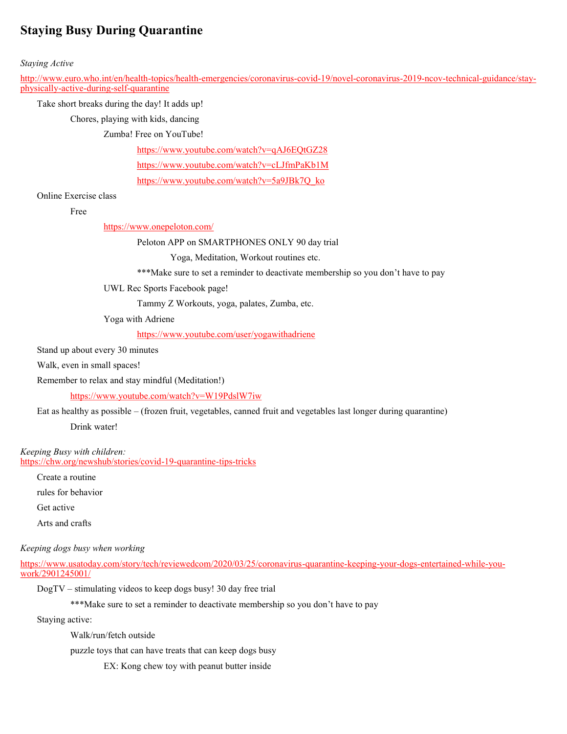# Staying Busy During Quarantine

*Staying Active*

http://www.euro.who.int/en/health-topics/health-emergencies/coronavirus-covid-19/novel-coronavirus-2019-ncov-technical-guidance/stay-physically-active-during-self-quarantine

- Take short breaks during the day! It adds up!
  - Chores, playing with kids, dancing
    - Zumba! Free on YouTube!
      - https://www.youtube.com/watch?v=qAJ6EQtGZ28
      - https://www.youtube.com/watch?v=cLJfmPaKb1M
      - https://www.youtube.com/watch?v=5a9JBk7Q_ko
- Online Exercise class
  - Free
    - https://www.onepeloton.com/
      - Peloton APP on SMARTPHONES ONLY 90 day trial
        - Yoga, Meditation, Workout routines etc.
      - ***Make sure to set a reminder to deactivate membership so you don't have to pay
    - UWL Rec Sports Facebook page!
      - Tammy Z Workouts, yoga, palates, Zumba, etc.
    - Yoga with Adriene
      - https://www.youtube.com/user/yogawithadriene
- Stand up about every 30 minutes
- Walk, even in small spaces!
- Remember to relax and stay mindful (Meditation!)
  - https://www.youtube.com/watch?v=W19PdslW7iw
- Eat as healthy as possible – (frozen fruit, vegetables, canned fruit and vegetables last longer during quarantine)
  - Drink water!

*Keeping Busy with children:*
https://chw.org/newshub/stories/covid-19-quarantine-tips-tricks

- Create a routine
- rules for behavior
- Get active
- Arts and crafts

*Keeping dogs busy when working*

https://www.usatoday.com/story/tech/reviewedcom/2020/03/25/coronavirus-quarantine-keeping-your-dogs-entertained-while-you-work/2901245001/

- DogTV – stimulating videos to keep dogs busy! 30 day free trial
  - ***Make sure to set a reminder to deactivate membership so you don't have to pay
- Staying active:
  - Walk/run/fetch outside
  - puzzle toys that can have treats that can keep dogs busy
    - EX: Kong chew toy with peanut butter inside